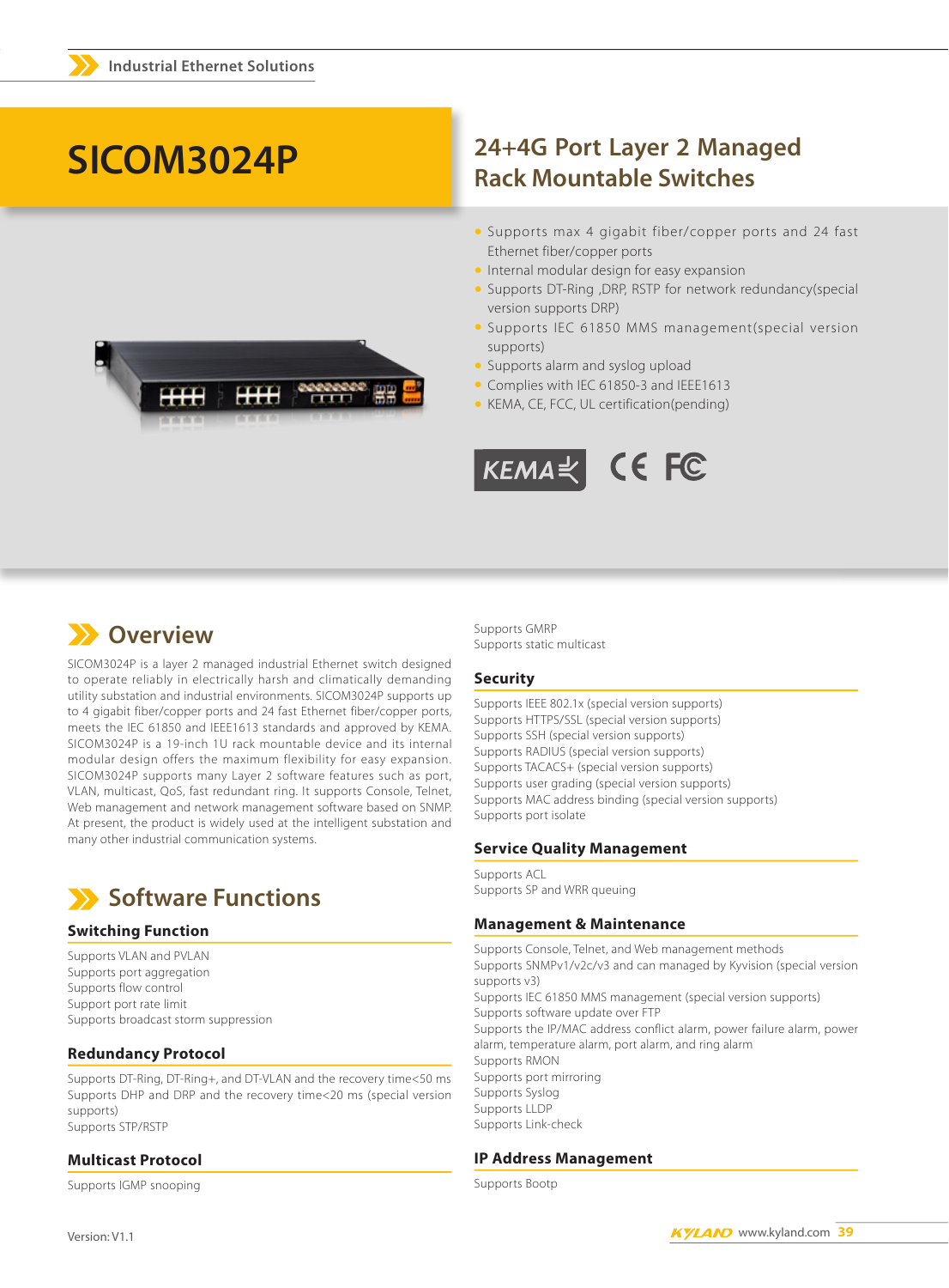# SICOM3024P

## 24+4G Port Layer 2 Managed Rack Mountable Switches

- Supports max 4 gigabit fiber/copper ports and 24 fast Ethernet fiber/copper ports
- Internal modular design for easy expansion
- Supports DT-Ring ,DRP, RSTP for network redundancy(special version supports DRP)
- Supports IEC 61850 MMS management(special version supports)
- Supports alarm and syslog upload
- Complies with IEC 61850-3 and IEEE1613
- KEMA, CE, FCC, UL certification(pending)

## Overview

SICOM3024P is a layer 2 managed industrial Ethernet switch designed to operate reliably in electrically harsh and climatically demanding utility substation and industrial environments. SICOM3024P supports up to 4 gigabit fiber/copper ports and 24 fast Ethernet fiber/copper ports, meets the IEC 61850 and IEEE1613 standards and approved by KEMA. SICOM3024P is a 19-inch 1U rack mountable device and its internal modular design offers the maximum flexibility for easy expansion. SICOM3024P supports many Layer 2 software features such as port, VLAN, multicast, QoS, fast redundant ring. It supports Console, Telnet, Web management and network management software based on SNMP. At present, the product is widely used at the intelligent substation and many other industrial communication systems.

## Software Functions

### Switching Function

Supports VLAN and PVLAN
Supports port aggregation
Supports flow control
Support port rate limit
Supports broadcast storm suppression

### Redundancy Protocol

Supports DT-Ring, DT-Ring+, and DT-VLAN and the recovery time<50 ms
Supports DHP and DRP and the recovery time<20 ms (special version supports)
Supports STP/RSTP

### Multicast Protocol

Supports IGMP snooping
Supports GMRP
Supports static multicast

### Security

Supports IEEE 802.1x (special version supports)
Supports HTTPS/SSL (special version supports)
Supports SSH (special version supports)
Supports RADIUS (special version supports)
Supports TACACS+ (special version supports)
Supports user grading (special version supports)
Supports MAC address binding (special version supports)
Supports port isolate

### Service Quality Management

Supports ACL
Supports SP and WRR queuing

### Management & Maintenance

Supports Console, Telnet, and Web management methods
Supports SNMPv1/v2c/v3 and can managed by Kyvision (special version supports v3)
Supports IEC 61850 MMS management (special version supports)
Supports software update over FTP
Supports the IP/MAC address conflict alarm, power failure alarm, power alarm, temperature alarm, port alarm, and ring alarm
Supports RMON
Supports port mirroring
Supports Syslog
Supports LLDP
Supports Link-check

### IP Address Management

Supports Bootp

Version: V1.1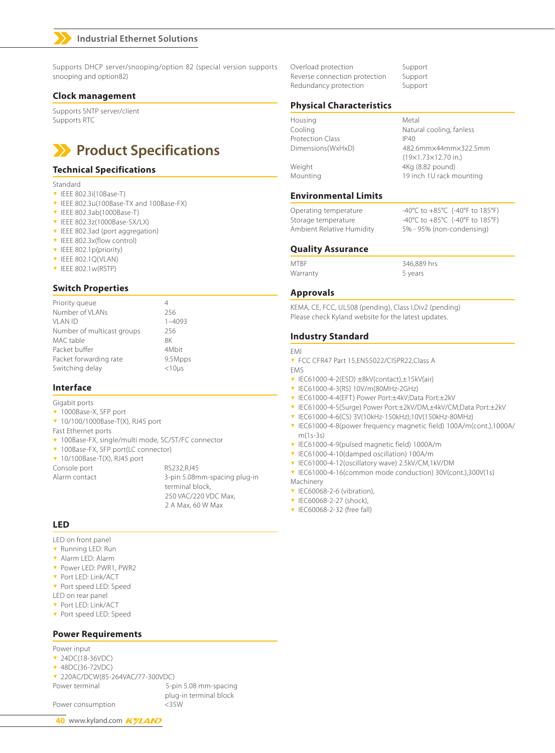Supports DHCP server/snooping/option 82 (special version supports snooping and option82)

### Clock management

Supports SNTP server/client
Supports RTC

# Product Specifications

### Technical Specifications

Standard
- IEEE 802.3i(10Base-T)
- IEEE 802.3u(100Base-TX and 100Base-FX)
- IEEE 802.3ab(1000Base-T)
- IEEE 802.3z(1000Base-SX/LX)
- IEEE 802.3ad (port aggregation)
- IEEE 802.3x(flow control)
- IEEE 802.1p(priority)
- IEEE 802.1Q(VLAN)
- IEEE 802.1w(RSTP)

### Switch Properties

| | |
|---|---|
| Priority queue | 4 |
| Number of VLANs | 256 |
| VLAN ID | 1–4093 |
| Number of multicast groups | 256 |
| MAC table | 8K |
| Packet buffer | 4Mbit |
| Packet forwarding rate | 9.5Mpps |
| Switching delay | <10μs |

### Interface

Gigabit ports
- 1000Base-X, SFP port
- 10/100/1000Base-T(X), RJ45 port

Fast Ethernet ports
- 100Base-FX, single/multi mode, SC/ST/FC connector
- 100Base-FX, SFP port(LC connector)
- 10/100Base-T(X), RJ45 port

| | |
|---|---|
| Console port | RS232,RJ45 |
| Alarm contact | 3-pin 5.08mm-spacing plug-in terminal block, 250 VAC/220 VDC Max, 2 A Max, 60 W Max |

### LED

LED on front panel
- Running LED: Run
- Alarm LED: Alarm
- Power LED: PWR1, PWR2
- Port LED: Link/ACT
- Port speed LED: Speed

LED on rear panel
- Port LED: Link/ACT
- Port speed LED: Speed

### Power Requirements

Power input
- 24DC(18-36VDC)
- 48DC(36-72VDC)
- 220AC/DCW(85-264VAC/77-300VDC)

| | |
|---|---|
| Power terminal | 5-pin 5.08 mm-spacing plug-in terminal block |
| Power consumption | <35W |
| Overload protection | Support |
| Reverse connection protection | Support |
| Redundancy protection | Support |

### Physical Characteristics

| | |
|---|---|
| Housing | Metal |
| Cooling | Natural cooling, fanless |
| Protection Class | IP40 |
| Dimensions(WxHxD) | 482.6mm×44mm×322.5mm (19×1.73×12.70 in.) |
| Weight | 4Kg (8.82 pound) |
| Mounting | 19 inch 1U rack mounting |

### Environmental Limits

| | |
|---|---|
| Operating temperature | -40°C to +85°C (-40°F to 185°F) |
| Storage temperature | -40°C to +85°C (-40°F to 185°F) |
| Ambient Relative Humidity | 5% - 95% (non-condensing) |

### Quality Assurance

| | |
|---|---|
| MTBF | 346,889 hrs |
| Warranty | 5 years |

### Approvals

KEMA, CE, FCC, UL508 (pending), Class I,Div2 (pending)
Please check Kyland website for the latest updates.

### Industry Standard

EMI
- FCC CFR47 Part 15,EN55022/CISPR22,Class A

EMS
- IEC61000-4-2(ESD) ±8kV(contact),±15kV(air)
- IEC61000-4-3(RS) 10V/m(80MHz-2GHz)
- IEC61000-4-4(EFT) Power Port:±4kV;Data Port:±2kV
- IEC61000-4-5(Surge) Power Port:±2kV/DM,±4kV/CM;Data Port:±2kV
- IEC61000-4-6(CS) 3V(10kHz-150kHz);10V(150kHz-80MHz)
- IEC61000-4-8(power frequency magnetic field) 100A/m(cont.),1000A/m(1s-3s)
- IEC61000-4-9(pulsed magnetic field) 1000A/m
- IEC61000-4-10(damped oscillation) 100A/m
- IEC61000-4-12(oscillatory wave) 2.5kV/CM,1kV/DM
- IEC61000-4-16(common mode conduction) 30V(cont.),300V(1s)

Machinery
- IEC60068-2-6 (vibration),
- IEC60068-2-27 (shock),
- IEC60068-2-32 (free fall)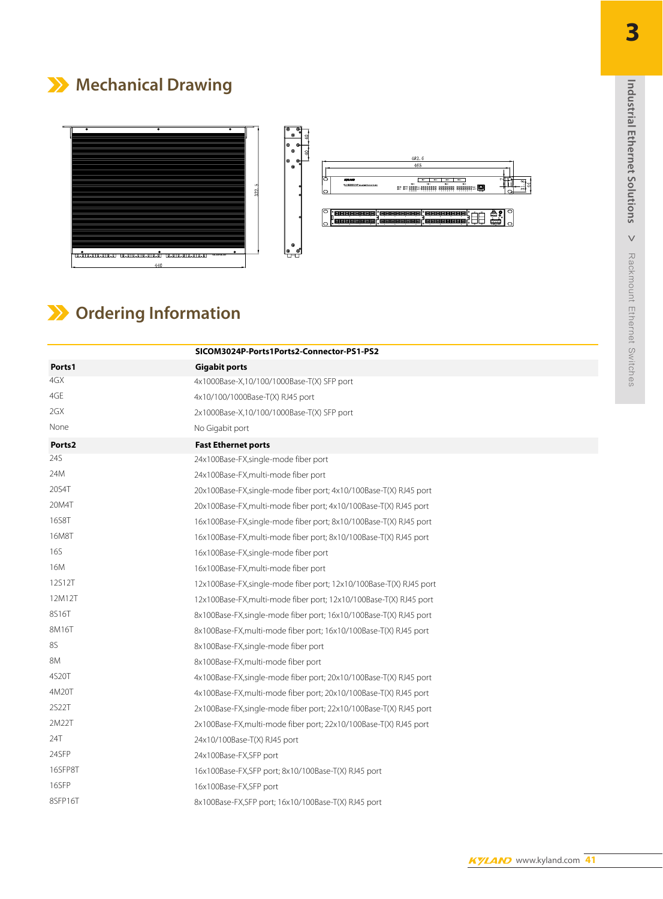## Mechanical Drawing

## Ordering Information

| | SICOM3024P-Ports1Ports2-Connector-PS1-PS2 |
|---|---|
| **Ports1** | **Gigabit ports** |
| 4GX | 4x1000Base-X,10/100/1000Base-T(X) SFP port |
| 4GE | 4x10/100/1000Base-T(X) RJ45 port |
| 2GX | 2x1000Base-X,10/100/1000Base-T(X) SFP port |
| None | No Gigabit port |
| **Ports2** | **Fast Ethernet ports** |
| 24S | 24x100Base-FX,single-mode fiber port |
| 24M | 24x100Base-FX,multi-mode fiber port |
| 20S4T | 20x100Base-FX,single-mode fiber port; 4x10/100Base-T(X) RJ45 port |
| 20M4T | 20x100Base-FX,multi-mode fiber port; 4x10/100Base-T(X) RJ45 port |
| 16S8T | 16x100Base-FX,single-mode fiber port; 8x10/100Base-T(X) RJ45 port |
| 16M8T | 16x100Base-FX,multi-mode fiber port; 8x10/100Base-T(X) RJ45 port |
| 16S | 16x100Base-FX,single-mode fiber port |
| 16M | 16x100Base-FX,multi-mode fiber port |
| 12S12T | 12x100Base-FX,single-mode fiber port; 12x10/100Base-T(X) RJ45 port |
| 12M12T | 12x100Base-FX,multi-mode fiber port; 12x10/100Base-T(X) RJ45 port |
| 8S16T | 8x100Base-FX,single-mode fiber port; 16x10/100Base-T(X) RJ45 port |
| 8M16T | 8x100Base-FX,multi-mode fiber port; 16x10/100Base-T(X) RJ45 port |
| 8S | 8x100Base-FX,single-mode fiber port |
| 8M | 8x100Base-FX,multi-mode fiber port |
| 4S20T | 4x100Base-FX,single-mode fiber port; 20x10/100Base-T(X) RJ45 port |
| 4M20T | 4x100Base-FX,multi-mode fiber port; 20x10/100Base-T(X) RJ45 port |
| 2S22T | 2x100Base-FX,single-mode fiber port; 22x10/100Base-T(X) RJ45 port |
| 2M22T | 2x100Base-FX,multi-mode fiber port; 22x10/100Base-T(X) RJ45 port |
| 24T | 24x10/100Base-T(X) RJ45 port |
| 24SFP | 24x100Base-FX,SFP port |
| 16SFP8T | 16x100Base-FX,SFP port; 8x10/100Base-T(X) RJ45 port |
| 16SFP | 16x100Base-FX,SFP port |
| 8SFP16T | 8x100Base-FX,SFP port; 16x10/100Base-T(X) RJ45 port |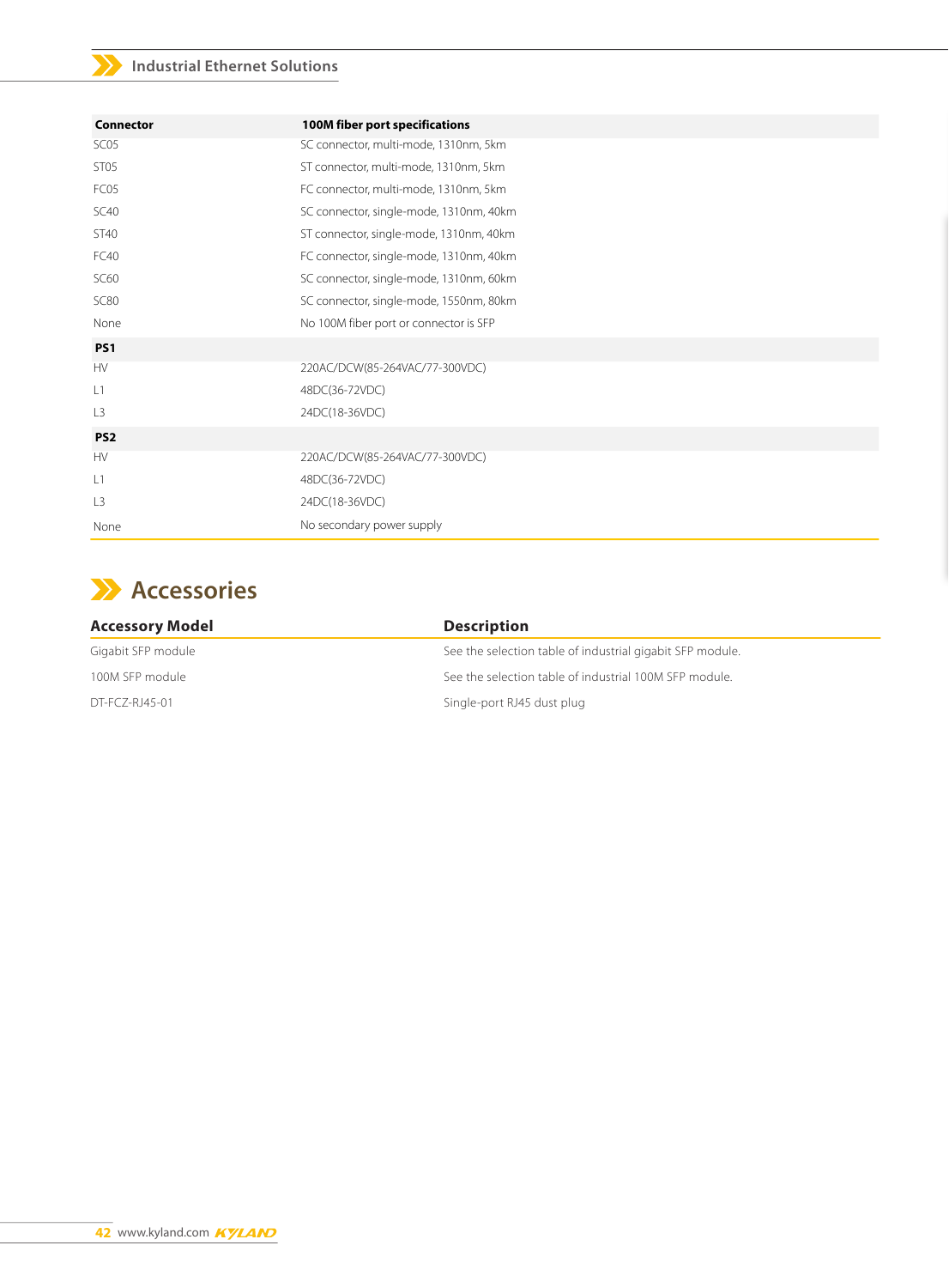| Connector | 100M fiber port specifications |
|---|---|
| SC05 | SC connector, multi-mode, 1310nm, 5km |
| ST05 | ST connector, multi-mode, 1310nm, 5km |
| FC05 | FC connector, multi-mode, 1310nm, 5km |
| SC40 | SC connector, single-mode, 1310nm, 40km |
| ST40 | ST connector, single-mode, 1310nm, 40km |
| FC40 | FC connector, single-mode, 1310nm, 40km |
| SC60 | SC connector, single-mode, 1310nm, 60km |
| SC80 | SC connector, single-mode, 1550nm, 80km |
| None | No 100M fiber port or connector is SFP |
| **PS1** | |
| HV | 220AC/DCW(85-264VAC/77-300VDC) |
| L1 | 48DC(36-72VDC) |
| L3 | 24DC(18-36VDC) |
| **PS2** | |
| HV | 220AC/DCW(85-264VAC/77-300VDC) |
| L1 | 48DC(36-72VDC) |
| L3 | 24DC(18-36VDC) |
| None | No secondary power supply |

## Accessories

| Accessory Model | Description |
|---|---|
| Gigabit SFP module | See the selection table of industrial gigabit SFP module. |
| 100M SFP module | See the selection table of industrial 100M SFP module. |
| DT-FCZ-RJ45-01 | Single-port RJ45 dust plug |